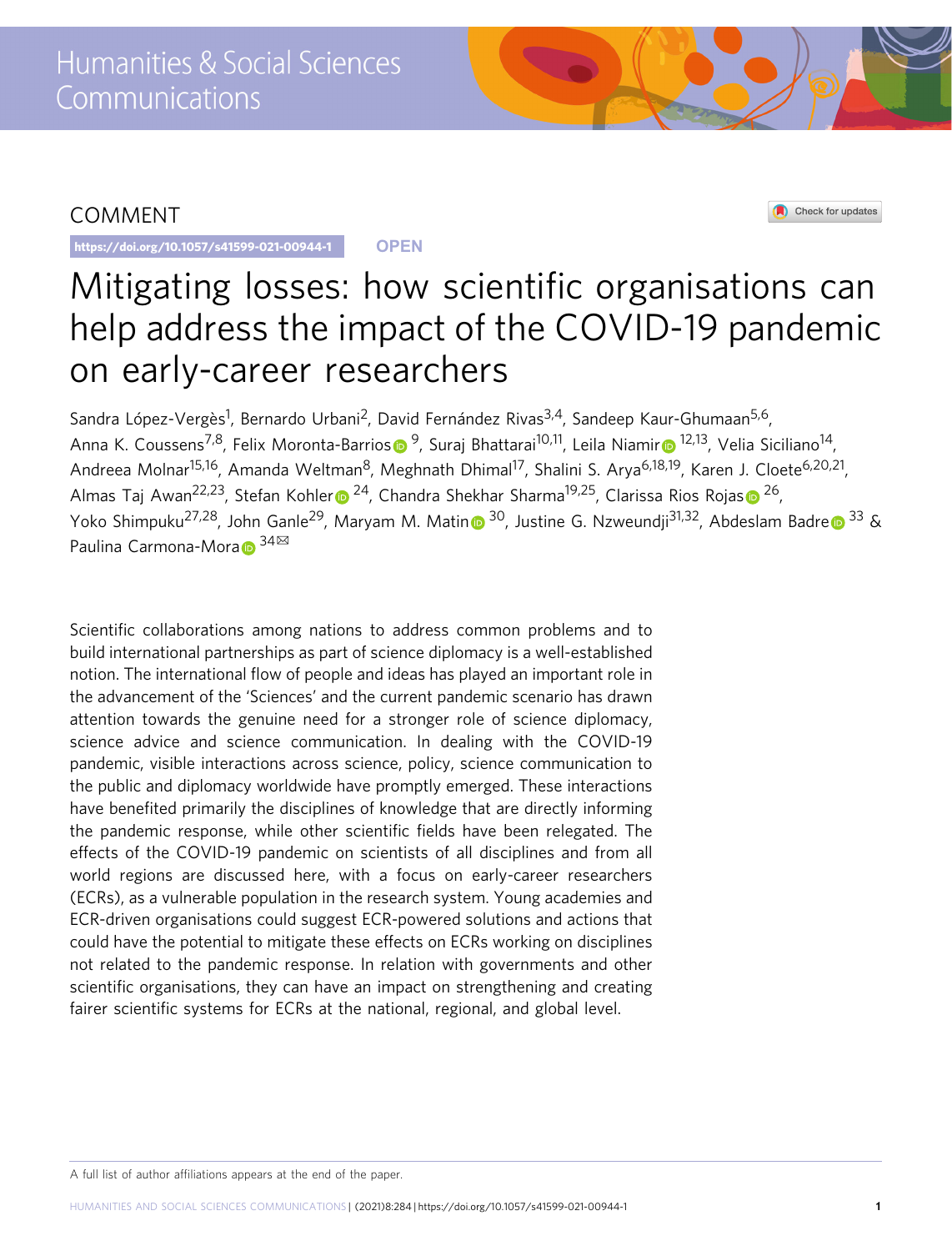COMMENT

https://doi.org/10.1057/s41599-021-00944-1 OPEN

# Mitigating losses: how scientific organisations can help address the impact of the COVID-19 pandemic on early-career researchers

Sandra López-Vergès[1], Bernardo Urbani[2], David Fernández Rivas[3,4], Sandeep Kaur-Ghumaan[5,6], Anna K. Coussens[7,8], Felix Moronta-Barrios[9], Suraj Bhattarai[10,11], Leila Niamir[12,13], Velia Siciliano[14], Andreea Molnar[15,16], Amanda Weltman[8], Meghnath Dhimal[17], Shalini S. Arya[6,18,19], Karen J. Cloete[6,20,21], Almas Taj Awan[22,23], Stefan Kohler[24], Chandra Shekhar Sharma[19,25], Clarissa Rios Rojas[26], Yoko Shimpuku[27,28], John Ganle[29], Maryam M. Matin[30], Justine G. Nzweundji[31,32], Abdeslam Badre[33] & Paulina Carmona-Mora[34]✉

Scientific collaborations among nations to address common problems and to build international partnerships as part of science diplomacy is a well-established notion. The international flow of people and ideas has played an important role in the advancement of the 'Sciences' and the current pandemic scenario has drawn attention towards the genuine need for a stronger role of science diplomacy, science advice and science communication. In dealing with the COVID-19 pandemic, visible interactions across science, policy, science communication to the public and diplomacy worldwide have promptly emerged. These interactions have benefited primarily the disciplines of knowledge that are directly informing the pandemic response, while other scientific fields have been relegated. The effects of the COVID-19 pandemic on scientists of all disciplines and from all world regions are discussed here, with a focus on early-career researchers (ECRs), as a vulnerable population in the research system. Young academies and ECR-driven organisations could suggest ECR-powered solutions and actions that could have the potential to mitigate these effects on ECRs working on disciplines not related to the pandemic response. In relation with governments and other scientific organisations, they can have an impact on strengthening and creating fairer scientific systems for ECRs at the national, regional, and global level.

A full list of author affiliations appears at the end of the paper.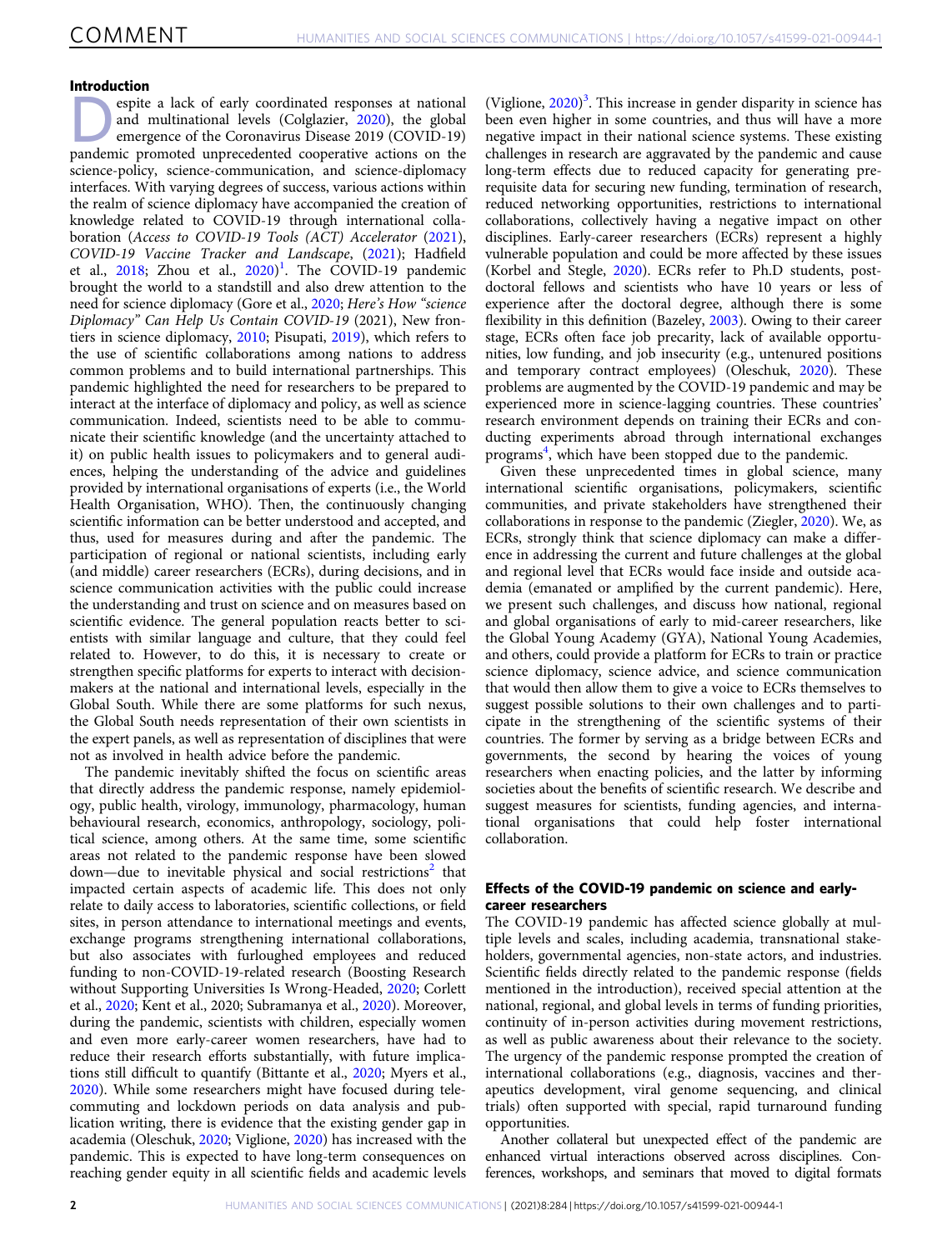## Introduction

Despite a lack of early coordinated responses at national and multinational levels (Colglazier, 2020), the global emergence of the Coronavirus Disease 2019 (COVID-19) pandemic promoted unprecedented cooperative actions on the science-policy, science-communication, and science-diplomacy interfaces. With varying degrees of success, various actions within the realm of science diplomacy have accompanied the creation of knowledge related to COVID-19 through international collaboration (*Access to COVID-19 Tools (ACT) Accelerator* (2021), *COVID-19 Vaccine Tracker and Landscape*, (2021); Hadfield et al., 2018; Zhou et al., 2020)[1]. The COVID-19 pandemic brought the world to a standstill and also drew attention to the need for science diplomacy (Gore et al., 2020; *Here's How "science Diplomacy" Can Help Us Contain COVID-19* (2021), New frontiers in science diplomacy, 2010; Pisupati, 2019), which refers to the use of scientific collaborations among nations to address common problems and to build international partnerships. This pandemic highlighted the need for researchers to be prepared to interact at the interface of diplomacy and policy, as well as science communication. Indeed, scientists need to be able to communicate their scientific knowledge (and the uncertainty attached to it) on public health issues to policymakers and to general audiences, helping the understanding of the advice and guidelines provided by international organisations of experts (i.e., the World Health Organisation, WHO). Then, the continuously changing scientific information can be better understood and accepted, and thus, used for measures during and after the pandemic. The participation of regional or national scientists, including early (and middle) career researchers (ECRs), during decisions, and in science communication activities with the public could increase the understanding and trust on science and on measures based on scientific evidence. The general population reacts better to scientists with similar language and culture, that they could feel related to. However, to do this, it is necessary to create or strengthen specific platforms for experts to interact with decision-makers at the national and international levels, especially in the Global South. While there are some platforms for such nexus, the Global South needs representation of their own scientists in the expert panels, as well as representation of disciplines that were not as involved in health advice before the pandemic.

The pandemic inevitably shifted the focus on scientific areas that directly address the pandemic response, namely epidemiology, public health, virology, immunology, pharmacology, human behavioural research, economics, anthropology, sociology, political science, among others. At the same time, some scientific areas not related to the pandemic response have been slowed down—due to inevitable physical and social restrictions[2] that impacted certain aspects of academic life. This does not only relate to daily access to laboratories, scientific collections, or field sites, in person attendance to international meetings and events, exchange programs strengthening international collaborations, but also associates with furloughed employees and reduced funding to non-COVID-19-related research (Boosting Research without Supporting Universities Is Wrong-Headed, 2020; Corlett et al., 2020; Kent et al., 2020; Subramanya et al., 2020). Moreover, during the pandemic, scientists with children, especially women and even more early-career women researchers, have had to reduce their research efforts substantially, with future implications still difficult to quantify (Bittante et al., 2020; Myers et al., 2020). While some researchers might have focused during telecommuting and lockdown periods on data analysis and publication writing, there is evidence that the existing gender gap in academia (Oleschuk, 2020; Viglione, 2020) has increased with the pandemic. This is expected to have long-term consequences on reaching gender equity in all scientific fields and academic levels (Viglione, 2020)[3]. This increase in gender disparity in science has been even higher in some countries, and thus will have a more negative impact in their national science systems. These existing challenges in research are aggravated by the pandemic and cause long-term effects due to reduced capacity for generating prerequisite data for securing new funding, termination of research, reduced networking opportunities, restrictions to international collaborations, collectively having a negative impact on other disciplines. Early-career researchers (ECRs) represent a highly vulnerable population and could be more affected by these issues (Korbel and Stegle, 2020). ECRs refer to Ph.D students, postdoctoral fellows and scientists who have 10 years or less of experience after the doctoral degree, although there is some flexibility in this definition (Bazeley, 2003). Owing to their career stage, ECRs often face job precarity, lack of available opportunities, low funding, and job insecurity (e.g., untenured positions and temporary contract employees) (Oleschuk, 2020). These problems are augmented by the COVID-19 pandemic and may be experienced more in science-lagging countries. These countries' research environment depends on training their ECRs and conducting experiments abroad through international exchanges programs[4], which have been stopped due to the pandemic.

Given these unprecedented times in global science, many international scientific organisations, policymakers, scientific communities, and private stakeholders have strengthened their collaborations in response to the pandemic (Ziegler, 2020). We, as ECRs, strongly think that science diplomacy can make a difference in addressing the current and future challenges at the global and regional level that ECRs would face inside and outside academia (emanated or amplified by the current pandemic). Here, we present such challenges, and discuss how national, regional and global organisations of early to mid-career researchers, like the Global Young Academy (GYA), National Young Academies, and others, could provide a platform for ECRs to train or practice science diplomacy, science advice, and science communication that would then allow them to give a voice to ECRs themselves to suggest possible solutions to their own challenges and to participate in the strengthening of the scientific systems of their countries. The former by serving as a bridge between ECRs and governments, the second by hearing the voices of young researchers when enacting policies, and the latter by informing societies about the benefits of scientific research. We describe and suggest measures for scientists, funding agencies, and international organisations that could help foster international collaboration.

## Effects of the COVID-19 pandemic on science and early-career researchers

The COVID-19 pandemic has affected science globally at multiple levels and scales, including academia, transnational stakeholders, governmental agencies, non-state actors, and industries. Scientific fields directly related to the pandemic response (fields mentioned in the introduction), received special attention at the national, regional, and global levels in terms of funding priorities, continuity of in-person activities during movement restrictions, as well as public awareness about their relevance to the society. The urgency of the pandemic response prompted the creation of international collaborations (e.g., diagnosis, vaccines and therapeutics development, viral genome sequencing, and clinical trials) often supported with special, rapid turnaround funding opportunities.

Another collateral but unexpected effect of the pandemic are enhanced virtual interactions observed across disciplines. Conferences, workshops, and seminars that moved to digital formats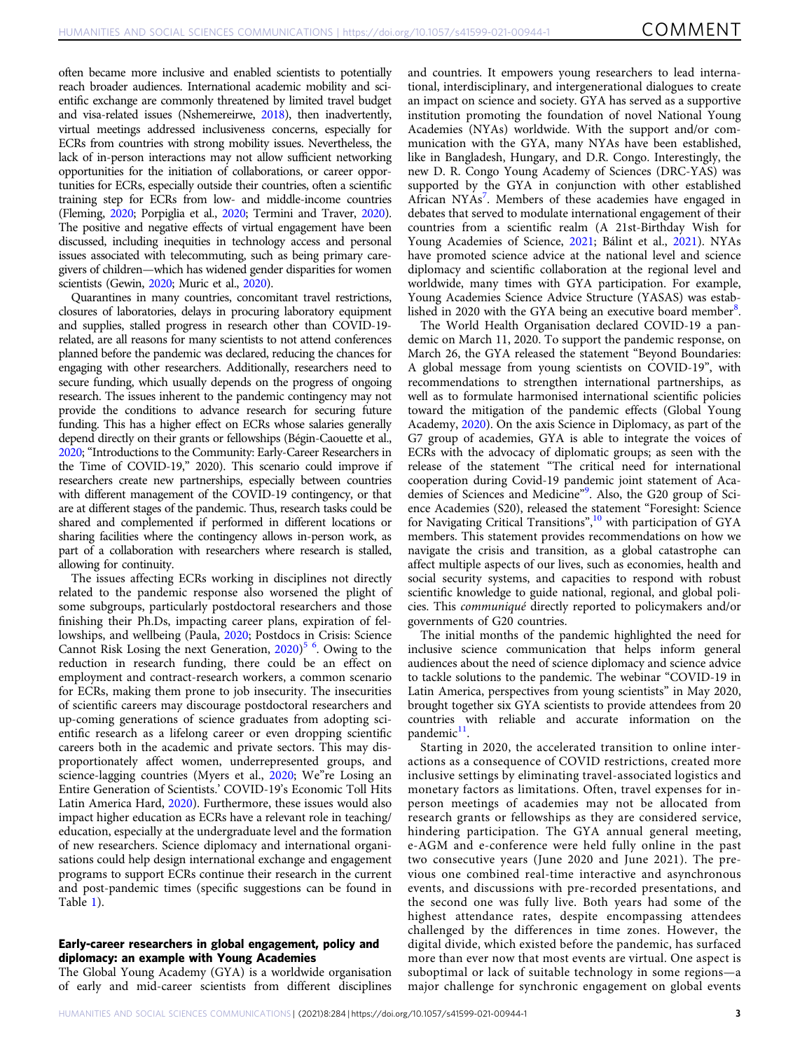often became more inclusive and enabled scientists to potentially reach broader audiences. International academic mobility and scientific exchange are commonly threatened by limited travel budget and visa-related issues (Nshemereirwe, 2018), then inadvertently, virtual meetings addressed inclusiveness concerns, especially for ECRs from countries with strong mobility issues. Nevertheless, the lack of in-person interactions may not allow sufficient networking opportunities for the initiation of collaborations, or career opportunities for ECRs, especially outside their countries, often a scientific training step for ECRs from low- and middle-income countries (Fleming, 2020; Porpiglia et al., 2020; Termini and Traver, 2020). The positive and negative effects of virtual engagement have been discussed, including inequities in technology access and personal issues associated with telecommuting, such as being primary caregivers of children—which has widened gender disparities for women scientists (Gewin, 2020; Muric et al., 2020).

Quarantines in many countries, concomitant travel restrictions, closures of laboratories, delays in procuring laboratory equipment and supplies, stalled progress in research other than COVID-19-related, are all reasons for many scientists to not attend conferences planned before the pandemic was declared, reducing the chances for engaging with other researchers. Additionally, researchers need to secure funding, which usually depends on the progress of ongoing research. The issues inherent to the pandemic contingency may not provide the conditions to advance research for securing future funding. This has a higher effect on ECRs whose salaries generally depend directly on their grants or fellowships (Bégin-Caouette et al., 2020; "Introductions to the Community: Early-Career Researchers in the Time of COVID-19," 2020). This scenario could improve if researchers create new partnerships, especially between countries with different management of the COVID-19 contingency, or that are at different stages of the pandemic. Thus, research tasks could be shared and complemented if performed in different locations or sharing facilities where the contingency allows in-person work, as part of a collaboration with researchers where research is stalled, allowing for continuity.

The issues affecting ECRs working in disciplines not directly related to the pandemic response also worsened the plight of some subgroups, particularly postdoctoral researchers and those finishing their Ph.Ds, impacting career plans, expiration of fellowships, and wellbeing (Paula, 2020; Postdocs in Crisis: Science Cannot Risk Losing the next Generation, 2020)[5] [6]. Owing to the reduction in research funding, there could be an effect on employment and contract-research workers, a common scenario for ECRs, making them prone to job insecurity. The insecurities of scientific careers may discourage postdoctoral researchers and up-coming generations of science graduates from adopting scientific research as a lifelong career or even dropping scientific careers both in the academic and private sectors. This may disproportionately affect women, underrepresented groups, and science-lagging countries (Myers et al., 2020; We"re Losing an Entire Generation of Scientists.' COVID-19's Economic Toll Hits Latin America Hard, 2020). Furthermore, these issues would also impact higher education as ECRs have a relevant role in teaching/education, especially at the undergraduate level and the formation of new researchers. Science diplomacy and international organisations could help design international exchange and engagement programs to support ECRs continue their research in the current and post-pandemic times (specific suggestions can be found in Table 1).

## Early-career researchers in global engagement, policy and diplomacy: an example with Young Academies

The Global Young Academy (GYA) is a worldwide organisation of early and mid-career scientists from different disciplines and countries. It empowers young researchers to lead international, interdisciplinary, and intergenerational dialogues to create an impact on science and society. GYA has served as a supportive institution promoting the foundation of novel National Young Academies (NYAs) worldwide. With the support and/or communication with the GYA, many NYAs have been established, like in Bangladesh, Hungary, and D.R. Congo. Interestingly, the new D. R. Congo Young Academy of Sciences (DRC-YAS) was supported by the GYA in conjunction with other established African NYAs[7]. Members of these academies have engaged in debates that served to modulate international engagement of their countries from a scientific realm (A 21st-Birthday Wish for Young Academies of Science, 2021; Bálint et al., 2021). NYAs have promoted science advice at the national level and science diplomacy and scientific collaboration at the regional level and worldwide, many times with GYA participation. For example, Young Academies Science Advice Structure (YASAS) was established in 2020 with the GYA being an executive board member[8].

The World Health Organisation declared COVID-19 a pandemic on March 11, 2020. To support the pandemic response, on March 26, the GYA released the statement "Beyond Boundaries: A global message from young scientists on COVID-19", with recommendations to strengthen international partnerships, as well as to formulate harmonised international scientific policies toward the mitigation of the pandemic effects (Global Young Academy, 2020). On the axis Science in Diplomacy, as part of the G7 group of academies, GYA is able to integrate the voices of ECRs with the advocacy of diplomatic groups; as seen with the release of the statement "The critical need for international cooperation during Covid-19 pandemic joint statement of Academies of Sciences and Medicine"[9]. Also, the G20 group of Science Academies (S20), released the statement "Foresight: Science for Navigating Critical Transitions",[10] with participation of GYA members. This statement provides recommendations on how we navigate the crisis and transition, as a global catastrophe can affect multiple aspects of our lives, such as economies, health and social security systems, and capacities to respond with robust scientific knowledge to guide national, regional, and global policies. This *communiqué* directly reported to policymakers and/or governments of G20 countries.

The initial months of the pandemic highlighted the need for inclusive science communication that helps inform general audiences about the need of science diplomacy and science advice to tackle solutions to the pandemic. The webinar "COVID-19 in Latin America, perspectives from young scientists" in May 2020, brought together six GYA scientists to provide attendees from 20 countries with reliable and accurate information on the pandemic[11].

Starting in 2020, the accelerated transition to online interactions as a consequence of COVID restrictions, created more inclusive settings by eliminating travel-associated logistics and monetary factors as limitations. Often, travel expenses for in-person meetings of academies may not be allocated from research grants or fellowships as they are considered service, hindering participation. The GYA annual general meeting, e-AGM and e-conference were held fully online in the past two consecutive years (June 2020 and June 2021). The previous one combined real-time interactive and asynchronous events, and discussions with pre-recorded presentations, and the second one was fully live. Both years had some of the highest attendance rates, despite encompassing attendees challenged by the differences in time zones. However, the digital divide, which existed before the pandemic, has surfaced more than ever now that most events are virtual. One aspect is suboptimal or lack of suitable technology in some regions—a major challenge for synchronic engagement on global events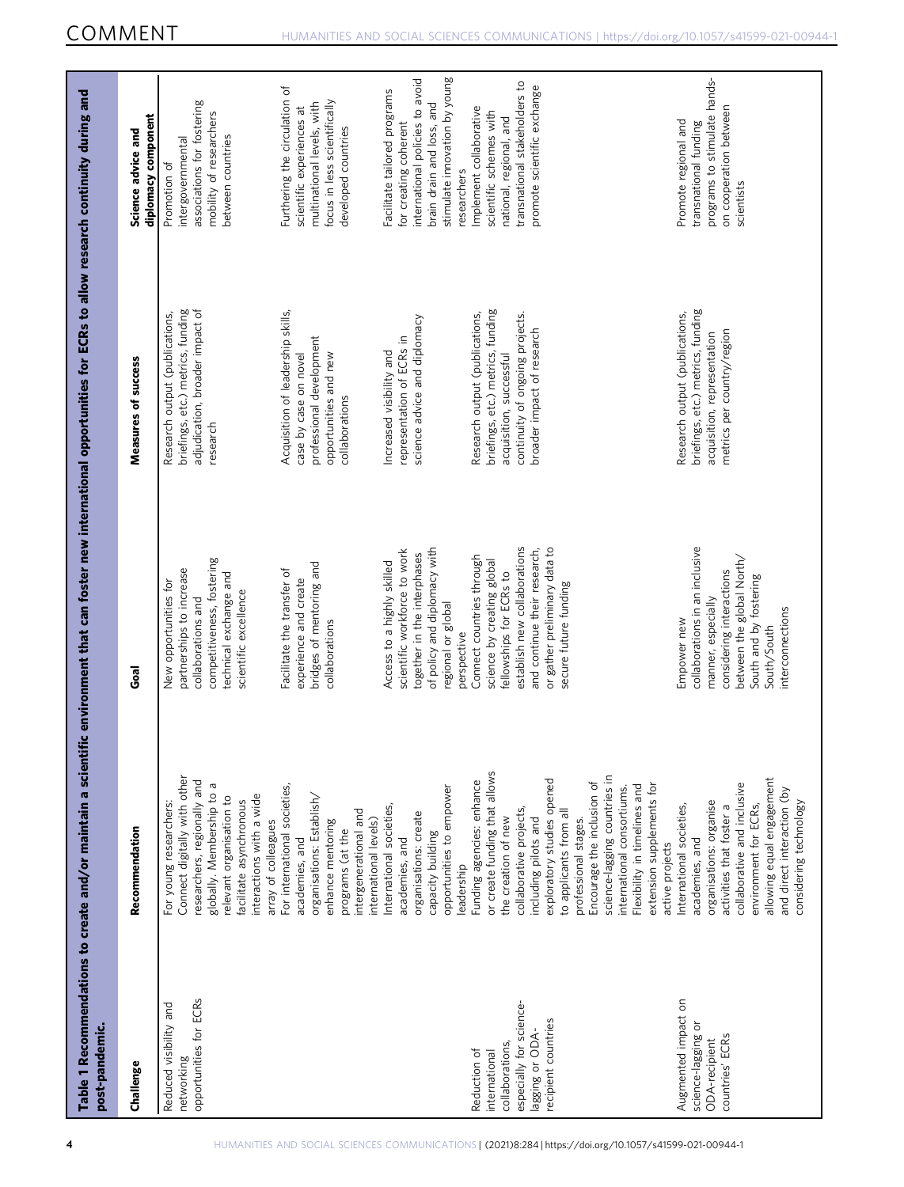**Table 1 Recommendations to create and/or maintain a scientific environment that can foster new international opportunities for ECRs to allow research continuity during and post-pandemic.**

| Challenge | Recommendation | Goal | Measures of success | Science advice and diplomacy component |
|---|---|---|---|---|
| Reduced visibility and networking opportunities for ECRs | For young researchers: Connect digitally with other researchers, regionally and globally. Membership to a relevant organisation to facilitate asynchronous interactions with a wide array of colleagues | New opportunities for partnerships to increase collaborations and competitiveness, fostering technical exchange and scientific excellence | Research output (publications, briefings, etc.) metrics, funding adjudication, broader impact of research | Promotion of intergovernmental associations for fostering mobility of researchers between countries |
| | For international societies, academies, and organisations: Establish/enhance mentoring programs (at the intergenerational and international levels) | Facilitate the transfer of experience and create bridges of mentoring and collaborations | Acquisition of leadership skills, case by case on novel professional development opportunities and new collaborations | Furthering the circulation of scientific experiences at multinational levels, with focus in less scientifically developed countries |
| | International societies, academies, and organisations: create capacity building opportunities to empower leadership | Access to a highly skilled scientific workforce to work together in the interphases of policy and diplomacy with regional or global perspective | Increased visibility and representation of ECRs in science advice and diplomacy | Facilitate tailored programs for creating coherent international policies to avoid brain drain and loss, and stimulate innovation by young researchers |
| Reduction of international collaborations, especially for science-lagging or ODA-recipient countries | Funding agencies: enhance or create funding that allows the creation of new collaborative projects, including pilots and exploratory studies opened to applicants from all professional stages. Encourage the inclusion of science-lagging countries in international consortiums. Flexibility in timelines and extension supplements for active projects | Connect countries through science by creating global fellowships for ECRs to establish new collaborations and continue their research, or gather preliminary data to secure future funding | Research output (publications, briefings, etc.) metrics, funding acquisition, successful continuity of ongoing projects. broader impact of research | Implement collaborative scientific schemes with national, regional, and transnational stakeholders to promote scientific exchange |
| Augmented impact on science-lagging or ODA-recipient countries' ECRs | International societies, academies, and organisations: organise activities that foster a collaborative and inclusive environment for ECRs, allowing equal engagement and direct interaction (by considering technology | Empower new collaborations in an inclusive manner, especially considering interactions between the global North/South and by fostering South/South interconnections | Research output (publications, briefings, etc.) metrics, funding acquisition, representation metrics per country/region | Promote regional and transnational funding programs to stimulate hands-on cooperation between scientists |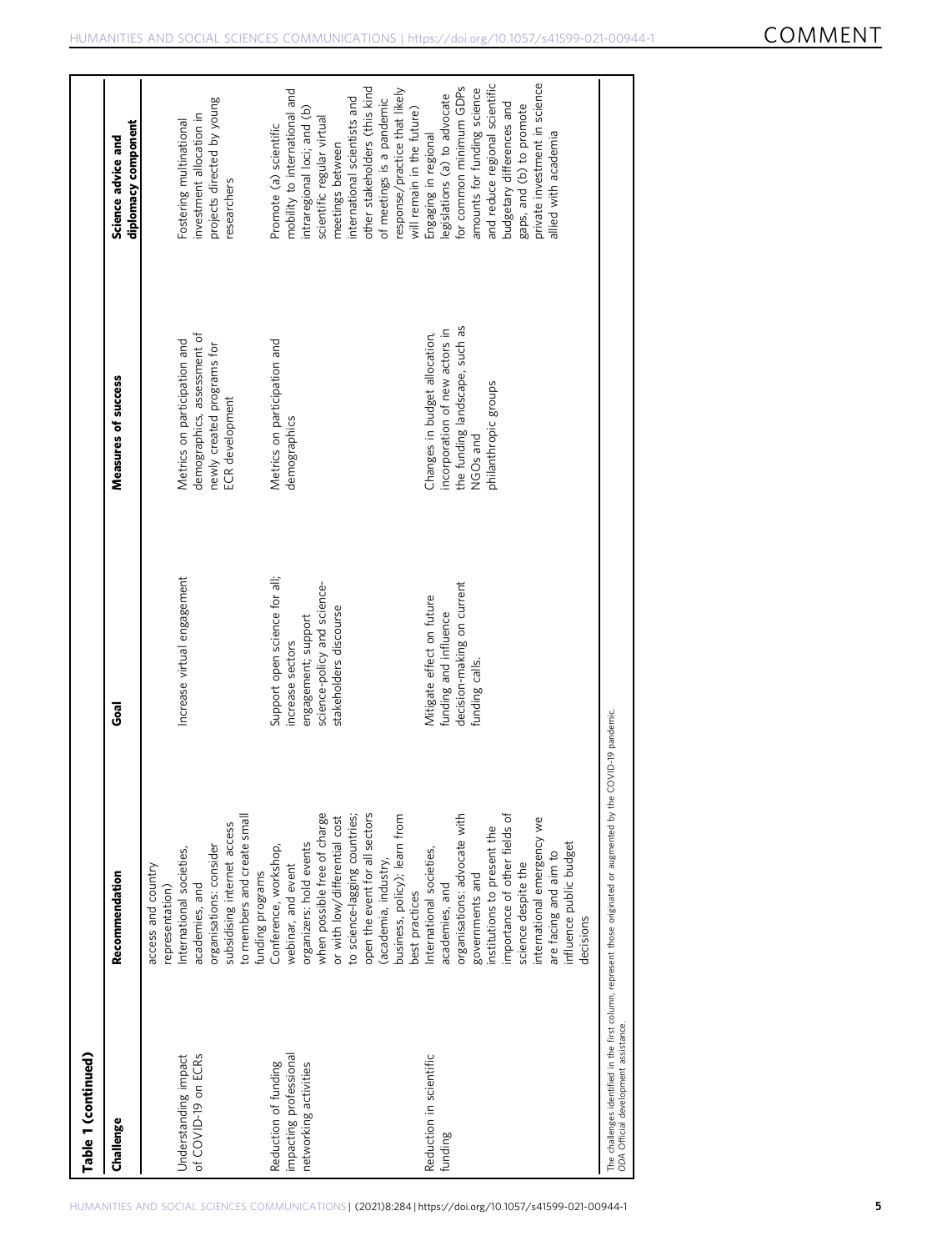**Table 1 (continued)**

| Challenge | Recommendation | Goal | Measures of success | Science advice and diplomacy component |
|---|---|---|---|---|
| | access and country representation) | | | |
| Understanding impact of COVID-19 on ECRs | International societies, academies, and organisations: consider subsidising internet access to members and create small funding programs | Increase virtual engagement | Metrics on participation and demographics, assessment of newly created programs for ECR development | Fostering multinational investment allocation in projects directed by young researchers |
| Reduction of funding impacting professional networking activities | Conference, workshop, webinar, and event organizers: hold events when possible free of charge or with low/differential cost to science-lagging countries; open the event for all sectors (academia, industry, business, policy); learn from best practices | Support open science for all; increase sectors engagement; support science-policy and science-stakeholders discourse | Metrics on participation and demographics | Promote (a) scientific mobility to international and intraregional loci; and (b) scientific regular virtual meetings between international scientists and other stakeholders (this kind of meetings is a pandemic response/practice that likely will remain in the future) |
| Reduction in scientific funding | International societies, academies, and organisations: advocate with governments and institutions to present the importance of other fields of science despite the international emergency we are facing and aim to influence public budget decisions | Mitigate effect on future funding and influence decision-making on current funding calls. | Changes in budget allocation, incorporation of new actors in the funding landscape, such as NGOs and philanthropic groups | Engaging in regional legislations (a) to advocate for common minimum GDPs amounts for funding science and reduce regional scientific budgetary differences and gaps, and (b) to promote private investment in science allied with academia |

The challenges identified in the first column, represent those originated or augmented by the COVID-19 pandemic.
ODA Official development assistance.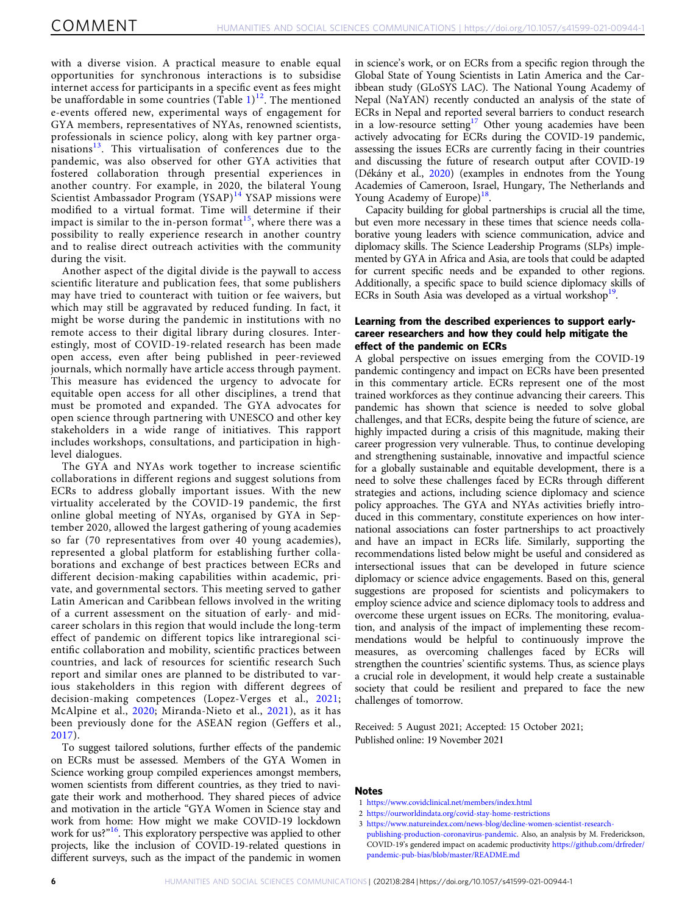with a diverse vision. A practical measure to enable equal opportunities for synchronous interactions is to subsidise internet access for participants in a specific event as fees might be unaffordable in some countries (Table 1)[12]. The mentioned e-events offered new, experimental ways of engagement for GYA members, representatives of NYAs, renowned scientists, professionals in science policy, along with key partner organisations[13]. This virtualisation of conferences due to the pandemic, was also observed for other GYA activities that fostered collaboration through presential experiences in another country. For example, in 2020, the bilateral Young Scientist Ambassador Program (YSAP)[14] YSAP missions were modified to a virtual format. Time will determine if their impact is similar to the in-person format[15], where there was a possibility to really experience research in another country and to realise direct outreach activities with the community during the visit.

Another aspect of the digital divide is the paywall to access scientific literature and publication fees, that some publishers may have tried to counteract with tuition or fee waivers, but which may still be aggravated by reduced funding. In fact, it might be worse during the pandemic in institutions with no remote access to their digital library during closures. Interestingly, most of COVID-19-related research has been made open access, even after being published in peer-reviewed journals, which normally have article access through payment. This measure has evidenced the urgency to advocate for equitable open access for all other disciplines, a trend that must be promoted and expanded. The GYA advocates for open science through partnering with UNESCO and other key stakeholders in a wide range of initiatives. This rapport includes workshops, consultations, and participation in high-level dialogues.

The GYA and NYAs work together to increase scientific collaborations in different regions and suggest solutions from ECRs to address globally important issues. With the new virtuality accelerated by the COVID-19 pandemic, the first online global meeting of NYAs, organised by GYA in September 2020, allowed the largest gathering of young academies so far (70 representatives from over 40 young academies), represented a global platform for establishing further collaborations and exchange of best practices between ECRs and different decision-making capabilities within academic, private, and governmental sectors. This meeting served to gather Latin American and Caribbean fellows involved in the writing of a current assessment on the situation of early- and mid-career scholars in this region that would include the long-term effect of pandemic on different topics like intraregional scientific collaboration and mobility, scientific practices between countries, and lack of resources for scientific research Such report and similar ones are planned to be distributed to various stakeholders in this region with different degrees of decision-making competences (Lopez-Verges et al., 2021; McAlpine et al., 2020; Miranda-Nieto et al., 2021), as it has been previously done for the ASEAN region (Geffers et al., 2017).

To suggest tailored solutions, further effects of the pandemic on ECRs must be assessed. Members of the GYA Women in Science working group compiled experiences amongst members, women scientists from different countries, as they tried to navigate their work and motherhood. They shared pieces of advice and motivation in the article "GYA Women in Science stay and work from home: How might we make COVID-19 lockdown work for us?"[16]. This exploratory perspective was applied to other projects, like the inclusion of COVID-19-related questions in different surveys, such as the impact of the pandemic in women in science's work, or on ECRs from a specific region through the Global State of Young Scientists in Latin America and the Caribbean study (GLoSYS LAC). The National Young Academy of Nepal (NaYAN) recently conducted an analysis of the state of ECRs in Nepal and reported several barriers to conduct research in a low-resource setting[17] Other young academies have been actively advocating for ECRs during the COVID-19 pandemic, assessing the issues ECRs are currently facing in their countries and discussing the future of research output after COVID-19 (Dékány et al., 2020) (examples in endnotes from the Young Academies of Cameroon, Israel, Hungary, The Netherlands and Young Academy of Europe)[18].

Capacity building for global partnerships is crucial all the time, but even more necessary in these times that science needs collaborative young leaders with science communication, advice and diplomacy skills. The Science Leadership Programs (SLPs) implemented by GYA in Africa and Asia, are tools that could be adapted for current specific needs and be expanded to other regions. Additionally, a specific space to build science diplomacy skills of ECRs in South Asia was developed as a virtual workshop[19].

### Learning from the described experiences to support early-career researchers and how they could help mitigate the effect of the pandemic on ECRs

A global perspective on issues emerging from the COVID-19 pandemic contingency and impact on ECRs have been presented in this commentary article. ECRs represent one of the most trained workforces as they continue advancing their careers. This pandemic has shown that science is needed to solve global challenges, and that ECRs, despite being the future of science, are highly impacted during a crisis of this magnitude, making their career progression very vulnerable. Thus, to continue developing and strengthening sustainable, innovative and impactful science for a globally sustainable and equitable development, there is a need to solve these challenges faced by ECRs through different strategies and actions, including science diplomacy and science policy approaches. The GYA and NYAs activities briefly introduced in this commentary, constitute experiences on how international associations can foster partnerships to act proactively and have an impact in ECRs life. Similarly, supporting the recommendations listed below might be useful and considered as intersectional issues that can be developed in future science diplomacy or science advice engagements. Based on this, general suggestions are proposed for scientists and policymakers to employ science advice and science diplomacy tools to address and overcome these urgent issues on ECRs. The monitoring, evaluation, and analysis of the impact of implementing these recommendations would be helpful to continuously improve the measures, as overcoming challenges faced by ECRs will strengthen the countries' scientific systems. Thus, as science plays a crucial role in development, it would help create a sustainable society that could be resilient and prepared to face the new challenges of tomorrow.

Received: 5 August 2021; Accepted: 15 October 2021;
Published online: 19 November 2021

## Notes

1 https://www.covidclinical.net/members/index.html
2 https://ourworldindata.org/covid-stay-home-restrictions
3 https://www.natureindex.com/news-blog/decline-women-scientist-research-publishing-production-coronavirus-pandemic. Also, an analysis by M. Frederickson, COVID-19's gendered impact on academic productivity https://github.com/drfreder/pandemic-pub-bias/blob/master/README.md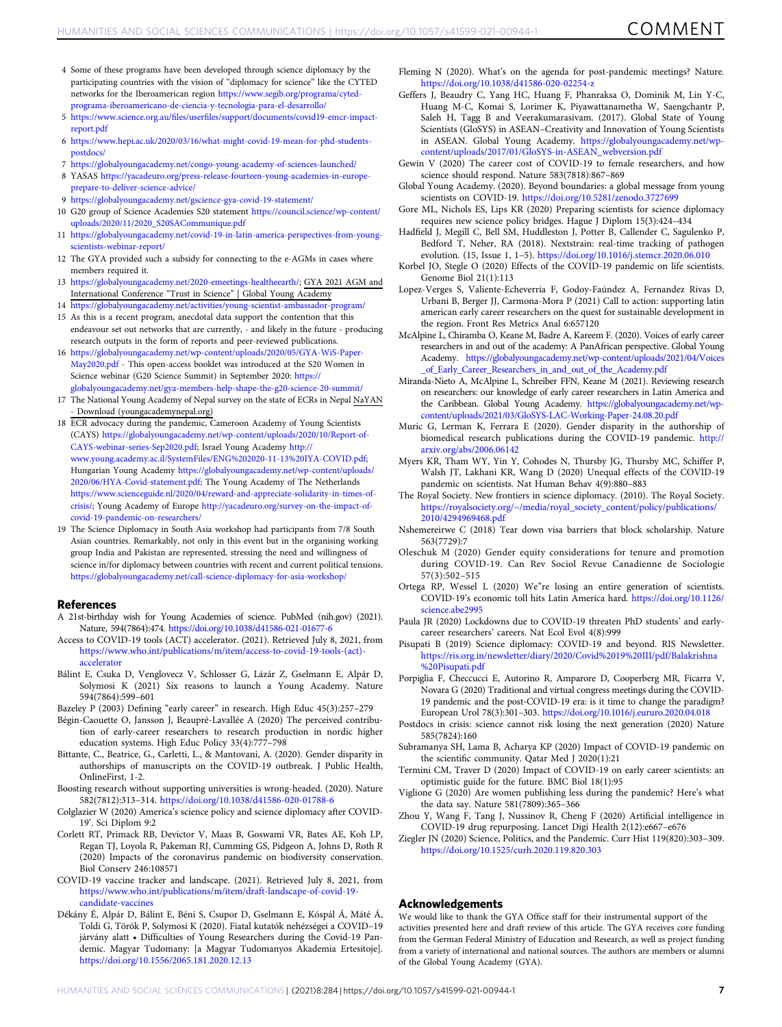4 Some of these programs have been developed through science diplomacy by the participating countries with the vision of "diplomacy for science" like the CYTED networks for the Iberoamerican region https://www.segib.org/programa/cyted-programa-iberoamericano-de-ciencia-y-tecnologia-para-el-desarrollo/

5 https://www.science.org.au/files/userfiles/support/documents/covid19-emcr-impact-report.pdf

6 https://www.hepi.ac.uk/2020/03/16/what-might-covid-19-mean-for-phd-students-postdocs/

7 https://globalyoungacademy.net/congo-young-academy-of-sciences-launched/

8 YASAS https://yacadeuro.org/press-release-fourteen-young-academies-in-europe-prepare-to-deliver-science-advice/

9 https://globalyoungacademy.net/gscience-gya-covid-19-statement/

10 G20 group of Science Academies S20 statement https://council.science/wp-content/uploads/2020/11/2020_S20SACommunique.pdf

11 https://globalyoungacademy.net/covid-19-in-latin-america-perspectives-from-young-scientists-webinar-report/

12 The GYA provided such a subsidy for connecting to the e-AGMs in cases where members required it.

13 https://globalyoungacademy.net/2020-emeetings-healtheearth/; GYA 2021 AGM and International Conference "Trust in Science" | Global Young Academy

14 https://globalyoungacademy.net/activities/young-scientist-ambassador-program/

15 As this is a recent program, anecdotal data support the contention that this endeavour set out networks that are currently, - and likely in the future - producing research outputs in the form of reports and peer-reviewed publications.

16 https://globalyoungacademy.net/wp-content/uploads/2020/05/GYA-WiS-Paper-May2020.pdf - This open-access booklet was introduced at the S20 Women in Science webinar (G20 Science Summit) in September 2020: https://globalyoungacademy.net/gya-members-help-shape-the-g20-science-20-summit/

17 The National Young Academy of Nepal survey on the state of ECRs in Nepal NaYAN - Download (youngacademynepal.org)

18 ECR advocacy during the pandemic, Cameroon Academy of Young Scientists (CAYS) https://globalyoungacademy.net/wp-content/uploads/2020/10/Report-of-CAYS-webinar-series-Sep2020.pdf; Israel Young Academy http://www.young.academy.ac.il/SystemFiles/ENG%202020-11-13%20IYA-COVID.pdf; Hungarian Young Academy https://globalyoungacademy.net/wp-content/uploads/2020/06/HYA-Covid-statement.pdf; The Young Academy of The Netherlands https://www.scienceguide.nl/2020/04/reward-and-appreciate-solidarity-in-times-of-crisis/; Young Academy of Europe http://yacadeuro.org/survey-on-the-impact-of-covid-19-pandemic-on-researchers/

19 The Science Diplomacy in South Asia workshop had participants from 7/8 South Asian countries. Remarkably, not only in this event but in the organising working group India and Pakistan are represented, stressing the need and willingness of science in/for diplomacy between countries with recent and current political tensions. https://globalyoungacademy.net/call-science-diplomacy-for-asia-workshop/

## References

A 21st-birthday wish for Young Academies of science. PubMed (nih.gov) (2021). Nature, 594(7864):474. https://doi.org/10.1038/d41586-021-01677-6

Access to COVID-19 tools (ACT) accelerator. (2021). Retrieved July 8, 2021, from https://www.who.int/publications/m/item/access-to-covid-19-tools-(act)-accelerator

Bálint E, Csuka D, Venglovecz V, Schlosser G, Lázár Z, Gselmann E, Alpár D, Solymosi K (2021) Six reasons to launch a Young Academy. Nature 594(7864):599–601

Bazeley P (2003) Defining "early career" in research. High Educ 45(3):257–279

Bégin-Caouette O, Jansson J, Beaupré-Lavallée A (2020) The perceived contribution of early-career researchers to research production in nordic higher education systems. High Educ Policy 33(4):777–798

Bittante, C., Beatrice, G., Carletti, L., & Mantovani, A. (2020). Gender disparity in authorships of manuscripts on the COVID-19 outbreak. J Public Health, OnlineFirst, 1-2.

Boosting research without supporting universities is wrong-headed. (2020). Nature 582(7812):313–314. https://doi.org/10.1038/d41586-020-01788-6

Colglazier W (2020) America's science policy and science diplomacy after COVID-19'. Sci Diplom 9:2

Corlett RT, Primack RB, Devictor V, Maas B, Goswami VR, Bates AE, Koh LP, Regan TJ, Loyola R, Pakeman RJ, Cumming GS, Pidgeon A, Johns D, Roth R (2020) Impacts of the coronavirus pandemic on biodiversity conservation. Biol Conserv 246:108571

COVID-19 vaccine tracker and landscape. (2021). Retrieved July 8, 2021, from https://www.who.int/publications/m/item/draft-landscape-of-covid-19-candidate-vaccines

Dékány É, Alpár D, Bálint E, Béni S, Csupor D, Gselmann E, Kóspál Á, Máté Á, Toldi G, Török P, Solymosi K (2020). Fiatal kutatók nehézségei a COVID–19 járvány alatt • Difficulties of Young Researchers during the Covid-19 Pandemic. Magyar Tudomany: [a Magyar Tudomanyos Akademia Ertesitoje]. https://doi.org/10.1556/2065.181.2020.12.13

Fleming N (2020). What's on the agenda for post-pandemic meetings? Nature. https://doi.org/10.1038/d41586-020-02254-z

Geffers J, Beaudry C, Yang HC, Huang F, Phanraksa O, Dominik M, Lin Y-C, Huang M-C, Komai S, Lorimer K, Piyawattanametha W, Saengchantr P, Saleh H, Tagg B and Veerakumarasivam. (2017). Global State of Young Scientists (GloSYS) in ASEAN–Creativity and Innovation of Young Scientists in ASEAN. Global Young Academy. https://globalyoungacademy.net/wp-content/uploads/2017/01/GloSYS-in-ASEAN_webversion.pdf

Gewin V (2020) The career cost of COVID-19 to female researchers, and how science should respond. Nature 583(7818):867–869

Global Young Academy. (2020). Beyond boundaries: a global message from young scientists on COVID-19. https://doi.org/10.5281/zenodo.3727699

Gore ML, Nichols ES, Lips KR (2020) Preparing scientists for science diplomacy requires new science policy bridges. Hague J Diplom 15(3):424–434

Hadfield J, Megill C, Bell SM, Huddleston J, Potter B, Callender C, Sagulenko P, Bedford T, Neher, RA (2018). Nextstrain: real-time tracking of pathogen evolution. (15, Issue 1, 1–5). https://doi.org/10.1016/j.stemcr.2020.06.010

Korbel JO, Stegle O (2020) Effects of the COVID-19 pandemic on life scientists. Genome Biol 21(1):113

Lopez-Verges S, Valiente-Echeverría F, Godoy-Faúndez A, Fernandez Rivas D, Urbani B, Berger JJ, Carmona-Mora P (2021) Call to action: supporting latin american early career researchers on the quest for sustainable development in the region. Front Res Metrics Anal 6:657120

McAlpine L, Chiramba O, Keane M, Badre A, Kareem F. (2020). Voices of early career researchers in and out of the academy: A PanAfrican perspective. Global Young Academy. https://globalyoungacademy.net/wp-content/uploads/2021/04/Voices_of_Early_Career_Researchers_in_and_out_of_the_Academy.pdf

Miranda-Nieto A, McAlpine L, Schreiber FFN, Keane M (2021). Reviewing research on researchers: our knowledge of early career researchers in Latin America and the Caribbean. Global Young Academy. https://globalyoungacademy.net/wp-content/uploads/2021/03/GloSYS-LAC-Working-Paper-24.08.20.pdf

Muric G, Lerman K, Ferrara E (2020). Gender disparity in the authorship of biomedical research publications during the COVID-19 pandemic. http://arxiv.org/abs/2006.06142

Myers KR, Tham WY, Yin Y, Cohodes N, Thursby JG, Thursby MC, Schiffer P, Walsh JT, Lakhani KR, Wang D (2020) Unequal effects of the COVID-19 pandemic on scientists. Nat Human Behav 4(9):880–883

The Royal Society. New frontiers in science diplomacy. (2010). The Royal Society. https://royalsociety.org/~/media/royal_society_content/policy/publications/2010/4294969468.pdf

Nshemereirwe C (2018) Tear down visa barriers that block scholarship. Nature 563(7729):7

Oleschuk M (2020) Gender equity considerations for tenure and promotion during COVID-19. Can Rev Sociol Revue Canadienne de Sociologie 57(3):502–515

Ortega RP, Wessel L (2020) We"re losing an entire generation of scientists. COVID-19's economic toll hits Latin America hard. https://doi.org/10.1126/science.abe2995

Paula JR (2020) Lockdowns due to COVID-19 threaten PhD students' and early-career researchers' careers. Nat Ecol Evol 4(8):999

Pisupati B (2019) Science diplomacy: COVID-19 and beyond. RIS Newsletter. https://ris.org.in/newsletter/diary/2020/Covid%2019%20III/pdf/Balakrishna%20Pisupati.pdf

Porpiglia F, Checcucci E, Autorino R, Amparore D, Cooperberg MR, Ficarra V, Novara G (2020) Traditional and virtual congress meetings during the COVID-19 pandemic and the post-COVID-19 era: is it time to change the paradigm? European Urol 78(3):301–303. https://doi.org/10.1016/j.eururo.2020.04.018

Postdocs in crisis: science cannot risk losing the next generation (2020) Nature 585(7824):160

Subramanya SH, Lama B, Acharya KP (2020) Impact of COVID-19 pandemic on the scientific community. Qatar Med J 2020(1):21

Termini CM, Traver D (2020) Impact of COVID-19 on early career scientists: an optimistic guide for the future. BMC Biol 18(1):95

Viglione G (2020) Are women publishing less during the pandemic? Here's what the data say. Nature 581(7809):365–366

Zhou Y, Wang F, Tang J, Nussinov R, Cheng F (2020) Artificial intelligence in COVID-19 drug repurposing. Lancet Digi Health 2(12):e667–e676

Ziegler JN (2020) Science, Politics, and the Pandemic. Curr Hist 119(820):303–309. https://doi.org/10.1525/curh.2020.119.820.303

## Acknowledgements

We would like to thank the GYA Office staff for their instrumental support of the activities presented here and draft review of this article. The GYA receives core funding from the German Federal Ministry of Education and Research, as well as project funding from a variety of international and national sources. The authors are members or alumni of the Global Young Academy (GYA).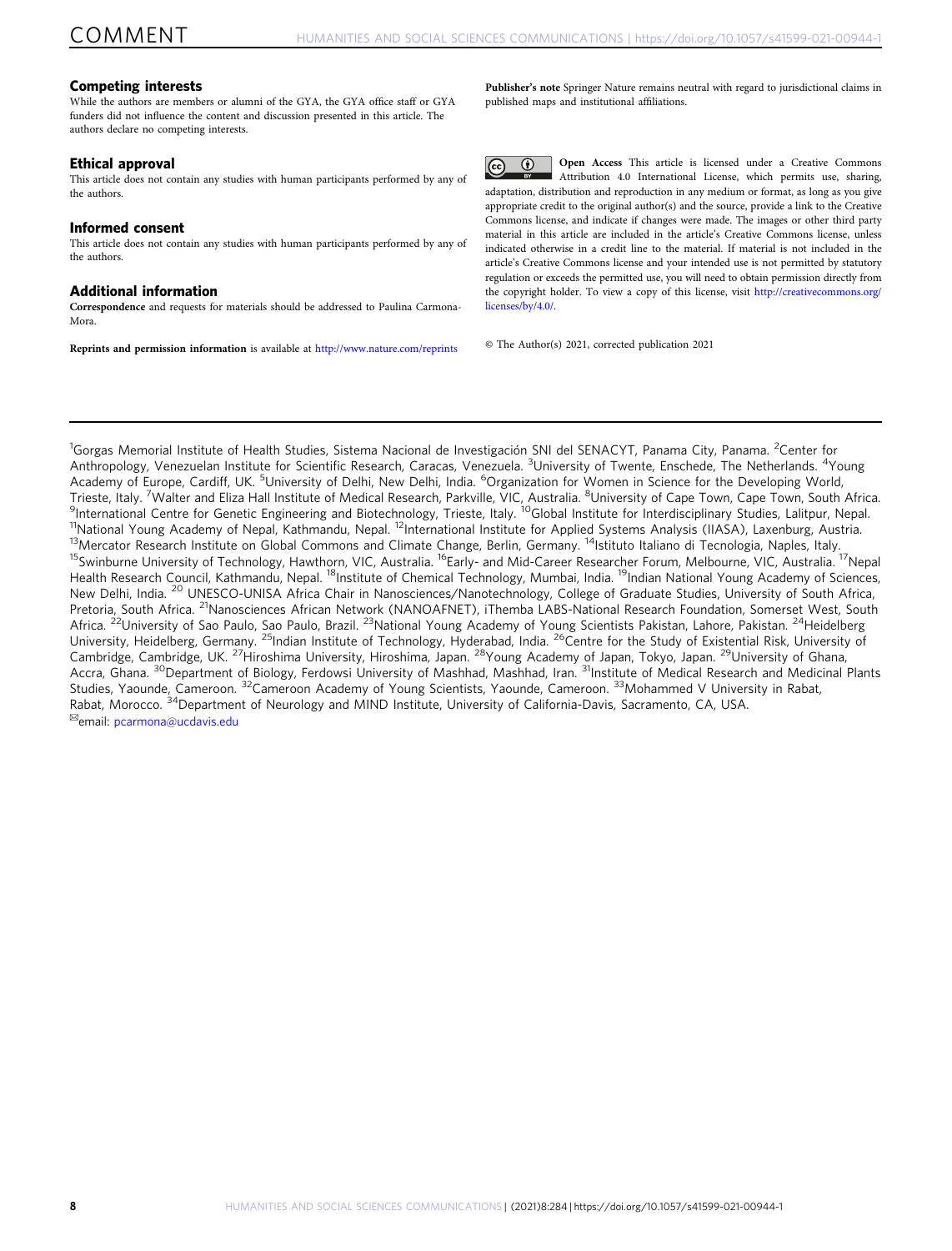## Competing interests

While the authors are members or alumni of the GYA, the GYA office staff or GYA funders did not influence the content and discussion presented in this article. The authors declare no competing interests.

## Ethical approval

This article does not contain any studies with human participants performed by any of the authors.

## Informed consent

This article does not contain any studies with human participants performed by any of the authors.

## Additional information

**Correspondence** and requests for materials should be addressed to Paulina Carmona-Mora.

**Reprints and permission information** is available at http://www.nature.com/reprints

**Publisher's note** Springer Nature remains neutral with regard to jurisdictional claims in published maps and institutional affiliations.

**Open Access** This article is licensed under a Creative Commons Attribution 4.0 International License, which permits use, sharing, adaptation, distribution and reproduction in any medium or format, as long as you give appropriate credit to the original author(s) and the source, provide a link to the Creative Commons license, and indicate if changes were made. The images or other third party material in this article are included in the article's Creative Commons license, unless indicated otherwise in a credit line to the material. If material is not included in the article's Creative Commons license and your intended use is not permitted by statutory regulation or exceeds the permitted use, you will need to obtain permission directly from the copyright holder. To view a copy of this license, visit http://creativecommons.org/licenses/by/4.0/.

© The Author(s) 2021, corrected publication 2021

---

[1]Gorgas Memorial Institute of Health Studies, Sistema Nacional de Investigación SNI del SENACYT, Panama City, Panama. [2]Center for Anthropology, Venezuelan Institute for Scientific Research, Caracas, Venezuela. [3]University of Twente, Enschede, The Netherlands. [4]Young Academy of Europe, Cardiff, UK. [5]University of Delhi, New Delhi, India. [6]Organization for Women in Science for the Developing World, Trieste, Italy. [7]Walter and Eliza Hall Institute of Medical Research, Parkville, VIC, Australia. [8]University of Cape Town, Cape Town, South Africa. [9]International Centre for Genetic Engineering and Biotechnology, Trieste, Italy. [10]Global Institute for Interdisciplinary Studies, Lalitpur, Nepal. [11]National Young Academy of Nepal, Kathmandu, Nepal. [12]International Institute for Applied Systems Analysis (IIASA), Laxenburg, Austria. [13]Mercator Research Institute on Global Commons and Climate Change, Berlin, Germany. [14]Istituto Italiano di Tecnologia, Naples, Italy. [15]Swinburne University of Technology, Hawthorn, VIC, Australia. [16]Early- and Mid-Career Researcher Forum, Melbourne, VIC, Australia. [17]Nepal Health Research Council, Kathmandu, Nepal. [18]Institute of Chemical Technology, Mumbai, India. [19]Indian National Young Academy of Sciences, New Delhi, India. [20] UNESCO-UNISA Africa Chair in Nanosciences/Nanotechnology, College of Graduate Studies, University of South Africa, Pretoria, South Africa. [21]Nanosciences African Network (NANOAFNET), iThemba LABS-National Research Foundation, Somerset West, South Africa. [22]University of Sao Paulo, Sao Paulo, Brazil. [23]National Young Academy of Young Scientists Pakistan, Lahore, Pakistan. [24]Heidelberg University, Heidelberg, Germany. [25]Indian Institute of Technology, Hyderabad, India. [26]Centre for the Study of Existential Risk, University of Cambridge, Cambridge, UK. [27]Hiroshima University, Hiroshima, Japan. [28]Young Academy of Japan, Tokyo, Japan. [29]University of Ghana, Accra, Ghana. [30]Department of Biology, Ferdowsi University of Mashhad, Mashhad, Iran. [31]Institute of Medical Research and Medicinal Plants Studies, Yaounde, Cameroon. [32]Cameroon Academy of Young Scientists, Yaounde, Cameroon. [33]Mohammed V University in Rabat, Rabat, Morocco. [34]Department of Neurology and MIND Institute, University of California-Davis, Sacramento, CA, USA.
✉email: pcarmona@ucdavis.edu